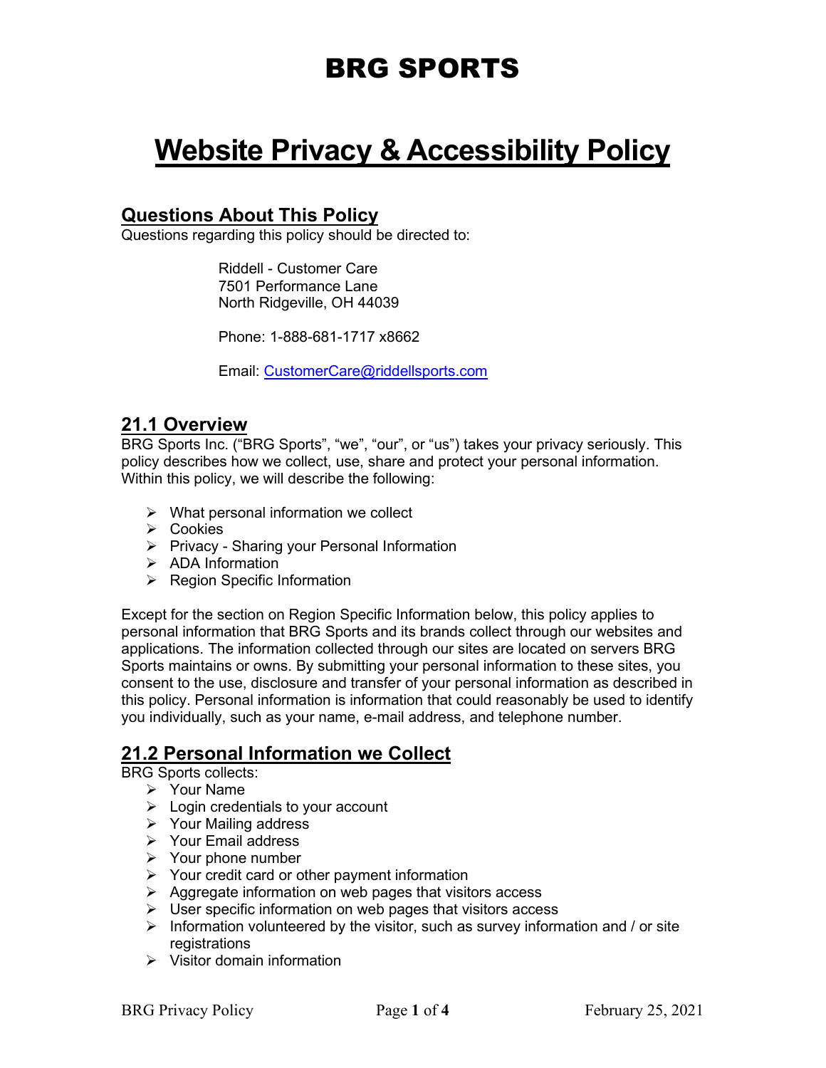# BRG SPORTS

# Website Privacy & Accessibility Policy

## Questions About This Policy

Questions regarding this policy should be directed to:

Riddell - Customer Care
7501 Performance Lane
North Ridgeville, OH 44039

Phone: 1-888-681-1717 x8662

Email: CustomerCare@riddellsports.com

## 21.1 Overview

BRG Sports Inc. ("BRG Sports", "we", "our", or "us") takes your privacy seriously. This policy describes how we collect, use, share and protect your personal information. Within this policy, we will describe the following:

- What personal information we collect
- Cookies
- Privacy - Sharing your Personal Information
- ADA Information
- Region Specific Information

Except for the section on Region Specific Information below, this policy applies to personal information that BRG Sports and its brands collect through our websites and applications. The information collected through our sites are located on servers BRG Sports maintains or owns. By submitting your personal information to these sites, you consent to the use, disclosure and transfer of your personal information as described in this policy. Personal information is information that could reasonably be used to identify you individually, such as your name, e-mail address, and telephone number.

## 21.2 Personal Information we Collect

BRG Sports collects:

- Your Name
- Login credentials to your account
- Your Mailing address
- Your Email address
- Your phone number
- Your credit card or other payment information
- Aggregate information on web pages that visitors access
- User specific information on web pages that visitors access
- Information volunteered by the visitor, such as survey information and / or site registrations
- Visitor domain information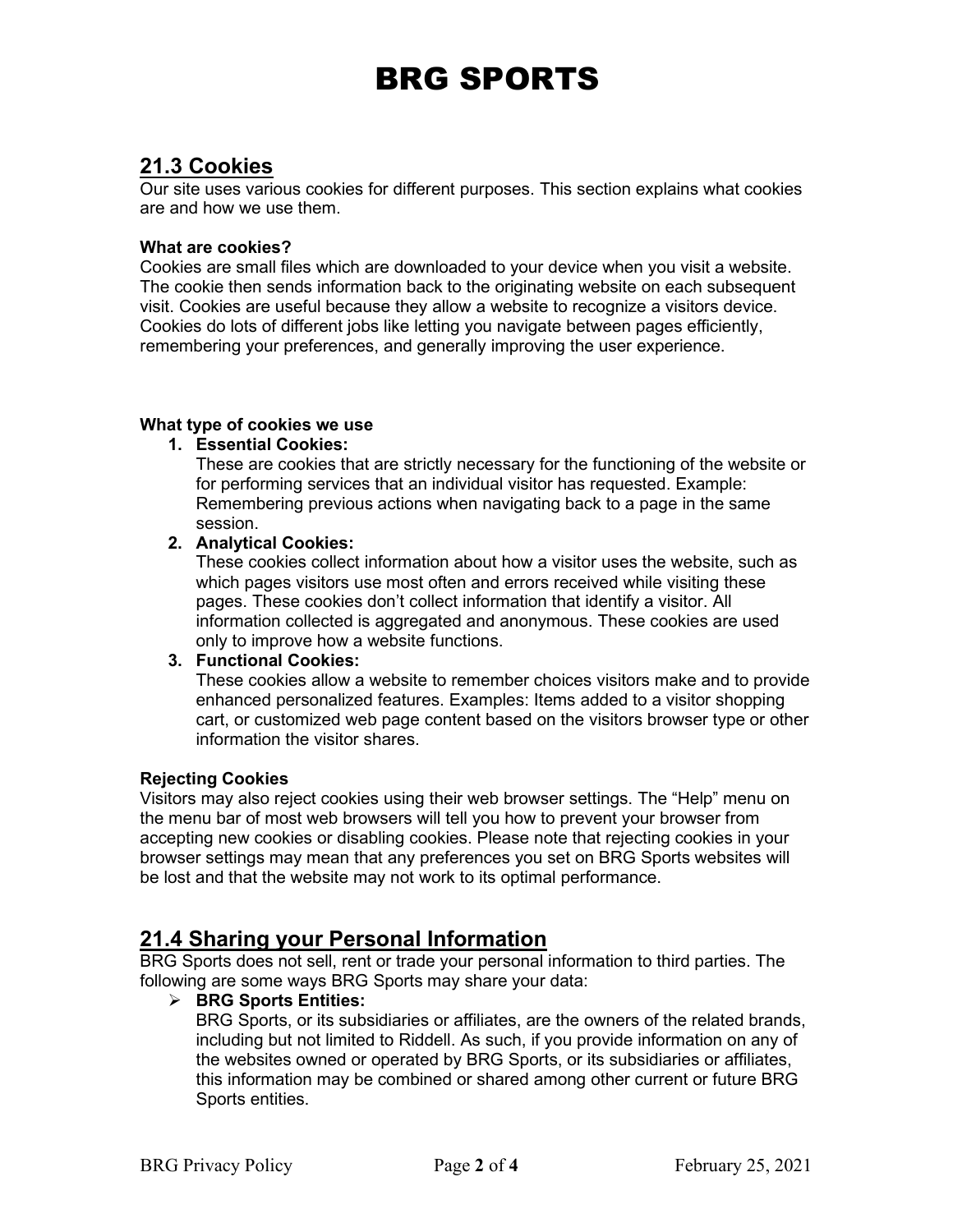## 21.3 Cookies

Our site uses various cookies for different purposes. This section explains what cookies are and how we use them.

**What are cookies?**

Cookies are small files which are downloaded to your device when you visit a website. The cookie then sends information back to the originating website on each subsequent visit. Cookies are useful because they allow a website to recognize a visitors device. Cookies do lots of different jobs like letting you navigate between pages efficiently, remembering your preferences, and generally improving the user experience.

**What type of cookies we use**

1. **Essential Cookies:**
   These are cookies that are strictly necessary for the functioning of the website or for performing services that an individual visitor has requested. Example: Remembering previous actions when navigating back to a page in the same session.
2. **Analytical Cookies:**
   These cookies collect information about how a visitor uses the website, such as which pages visitors use most often and errors received while visiting these pages. These cookies don't collect information that identify a visitor. All information collected is aggregated and anonymous. These cookies are used only to improve how a website functions.
3. **Functional Cookies:**
   These cookies allow a website to remember choices visitors make and to provide enhanced personalized features. Examples: Items added to a visitor shopping cart, or customized web page content based on the visitors browser type or other information the visitor shares.

**Rejecting Cookies**

Visitors may also reject cookies using their web browser settings. The "Help" menu on the menu bar of most web browsers will tell you how to prevent your browser from accepting new cookies or disabling cookies. Please note that rejecting cookies in your browser settings may mean that any preferences you set on BRG Sports websites will be lost and that the website may not work to its optimal performance.

## 21.4 Sharing your Personal Information

BRG Sports does not sell, rent or trade your personal information to third parties. The following are some ways BRG Sports may share your data:

- **BRG Sports Entities:**
  BRG Sports, or its subsidiaries or affiliates, are the owners of the related brands, including but not limited to Riddell. As such, if you provide information on any of the websites owned or operated by BRG Sports, or its subsidiaries or affiliates, this information may be combined or shared among other current or future BRG Sports entities.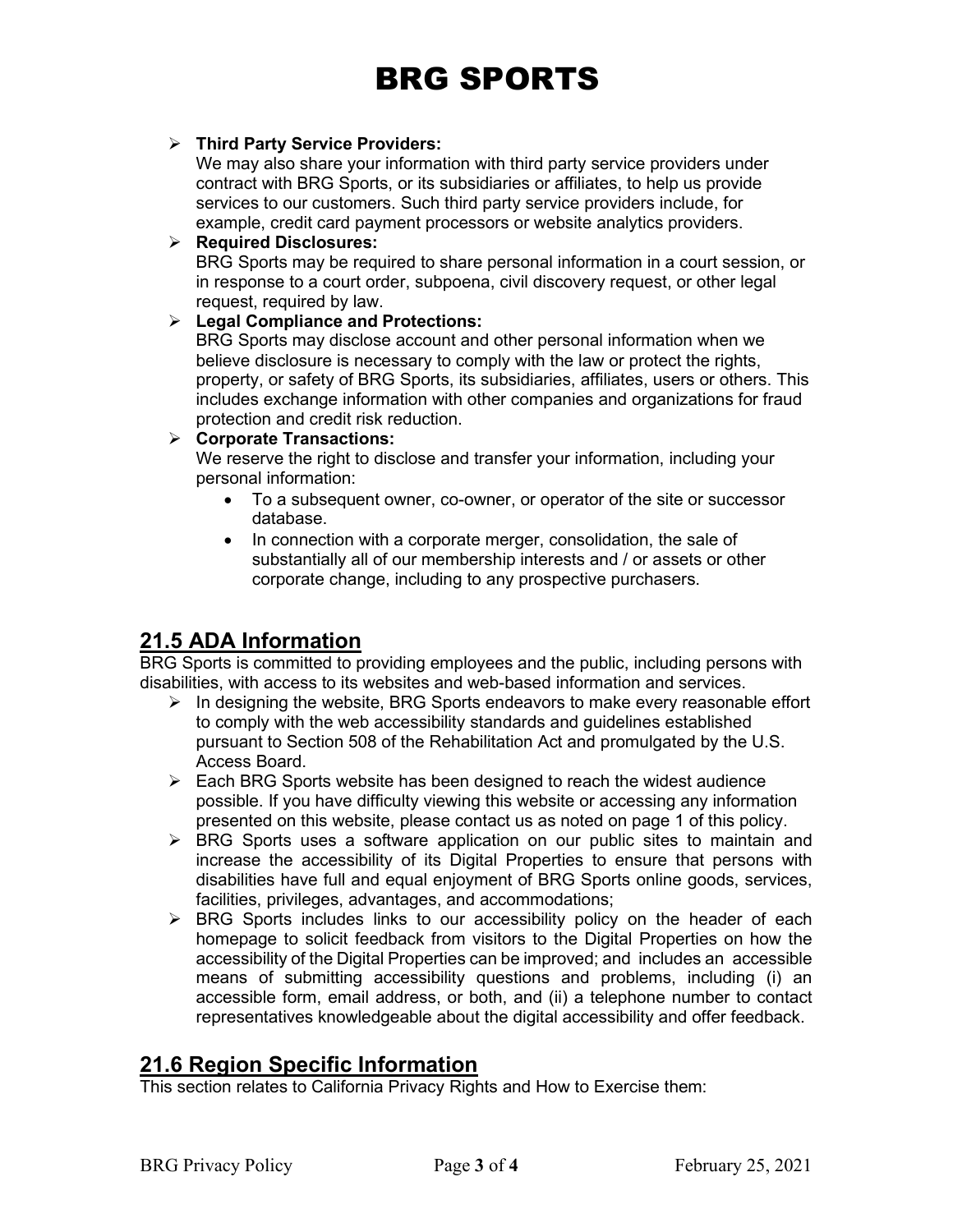- **Third Party Service Providers:**
  We may also share your information with third party service providers under contract with BRG Sports, or its subsidiaries or affiliates, to help us provide services to our customers. Such third party service providers include, for example, credit card payment processors or website analytics providers.
- **Required Disclosures:**
  BRG Sports may be required to share personal information in a court session, or in response to a court order, subpoena, civil discovery request, or other legal request, required by law.
- **Legal Compliance and Protections:**
  BRG Sports may disclose account and other personal information when we believe disclosure is necessary to comply with the law or protect the rights, property, or safety of BRG Sports, its subsidiaries, affiliates, users or others. This includes exchange information with other companies and organizations for fraud protection and credit risk reduction.
- **Corporate Transactions:**
  We reserve the right to disclose and transfer your information, including your personal information:
  - To a subsequent owner, co-owner, or operator of the site or successor database.
  - In connection with a corporate merger, consolidation, the sale of substantially all of our membership interests and / or assets or other corporate change, including to any prospective purchasers.

## 21.5 ADA Information

BRG Sports is committed to providing employees and the public, including persons with disabilities, with access to its websites and web-based information and services.

- In designing the website, BRG Sports endeavors to make every reasonable effort to comply with the web accessibility standards and guidelines established pursuant to Section 508 of the Rehabilitation Act and promulgated by the U.S. Access Board.
- Each BRG Sports website has been designed to reach the widest audience possible. If you have difficulty viewing this website or accessing any information presented on this website, please contact us as noted on page 1 of this policy.
- BRG Sports uses a software application on our public sites to maintain and increase the accessibility of its Digital Properties to ensure that persons with disabilities have full and equal enjoyment of BRG Sports online goods, services, facilities, privileges, advantages, and accommodations;
- BRG Sports includes links to our accessibility policy on the header of each homepage to solicit feedback from visitors to the Digital Properties on how the accessibility of the Digital Properties can be improved; and includes an accessible means of submitting accessibility questions and problems, including (i) an accessible form, email address, or both, and (ii) a telephone number to contact representatives knowledgeable about the digital accessibility and offer feedback.

## 21.6 Region Specific Information

This section relates to California Privacy Rights and How to Exercise them: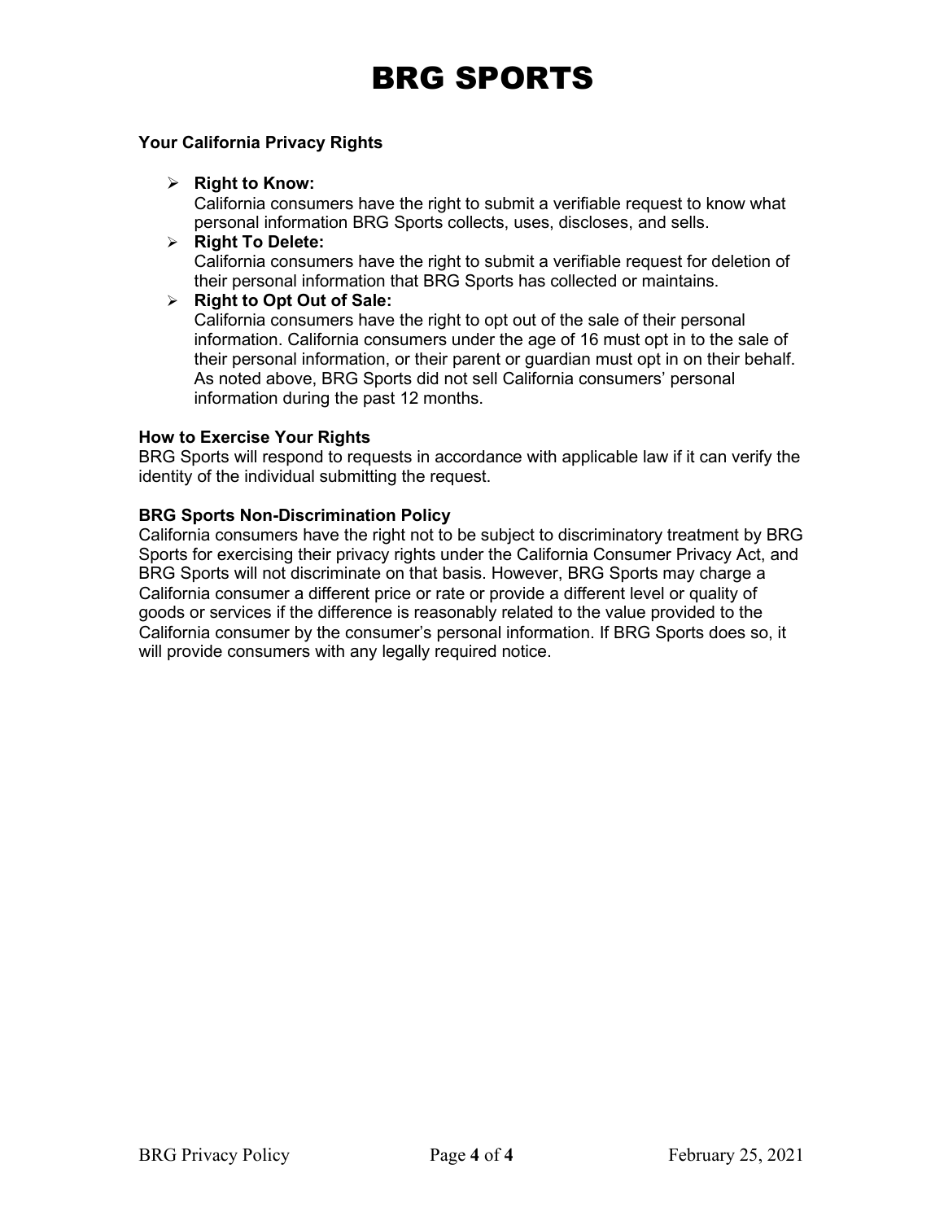# BRG SPORTS

**Your California Privacy Rights**

- **Right to Know:**
  California consumers have the right to submit a verifiable request to know what personal information BRG Sports collects, uses, discloses, and sells.
- **Right To Delete:**
  California consumers have the right to submit a verifiable request for deletion of their personal information that BRG Sports has collected or maintains.
- **Right to Opt Out of Sale:**
  California consumers have the right to opt out of the sale of their personal information. California consumers under the age of 16 must opt in to the sale of their personal information, or their parent or guardian must opt in on their behalf. As noted above, BRG Sports did not sell California consumers' personal information during the past 12 months.

**How to Exercise Your Rights**
BRG Sports will respond to requests in accordance with applicable law if it can verify the identity of the individual submitting the request.

**BRG Sports Non-Discrimination Policy**
California consumers have the right not to be subject to discriminatory treatment by BRG Sports for exercising their privacy rights under the California Consumer Privacy Act, and BRG Sports will not discriminate on that basis. However, BRG Sports may charge a California consumer a different price or rate or provide a different level or quality of goods or services if the difference is reasonably related to the value provided to the California consumer by the consumer's personal information. If BRG Sports does so, it will provide consumers with any legally required notice.